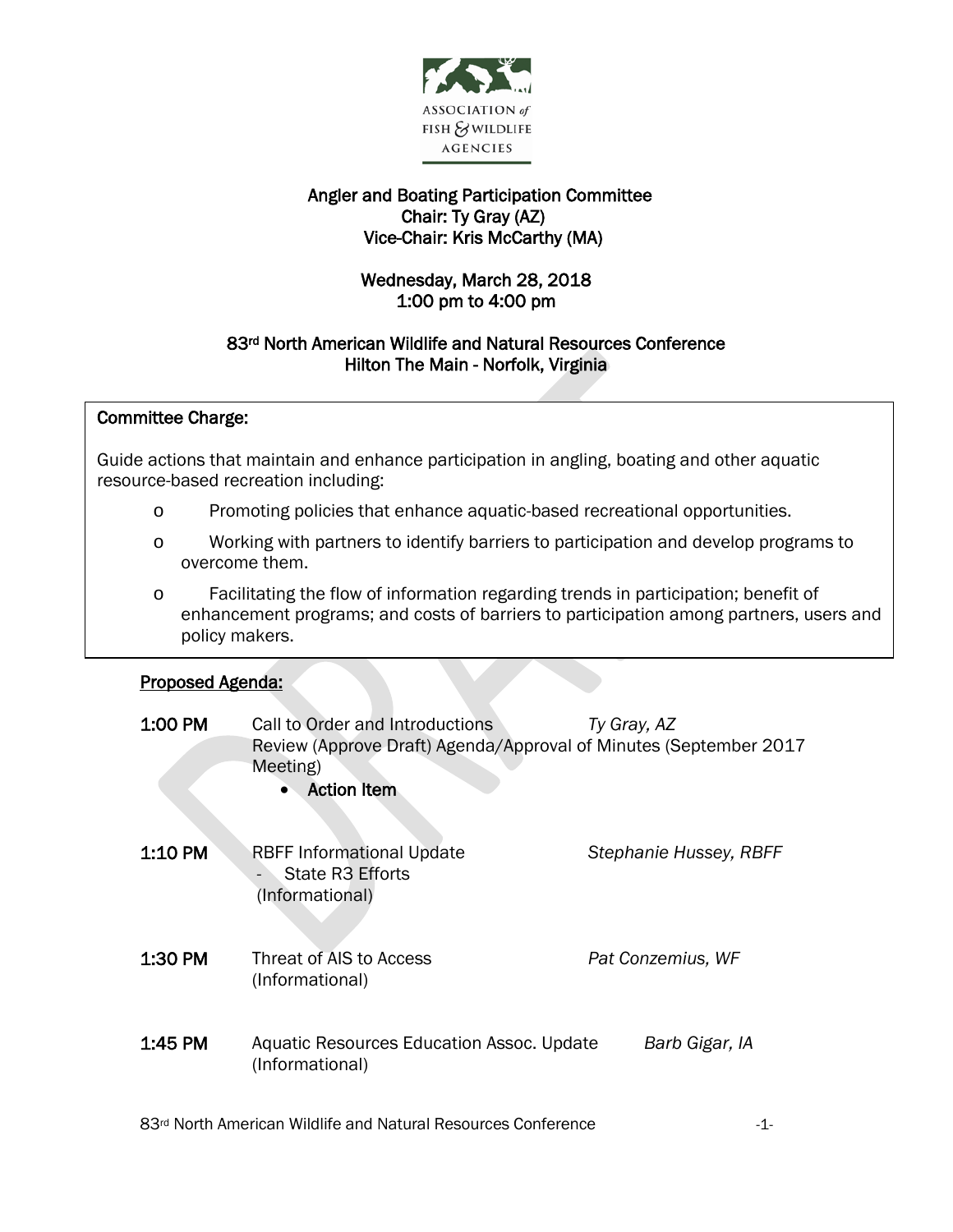ASSOCIATION of FISH & WILDLIFE AGENCIES

# Angler and Boating Participation Committee

**Chair: Ty Gray (AZ)**
**Vice-Chair: Kris McCarthy (MA)**

**Wednesday, March 28, 2018**
**1:00 pm to 4:00 pm**

**83rd North American Wildlife and Natural Resources Conference**
**Hilton The Main - Norfolk, Virginia**

## Committee Charge:

Guide actions that maintain and enhance participation in angling, boating and other aquatic resource-based recreation including:

- Promoting policies that enhance aquatic-based recreational opportunities.
- Working with partners to identify barriers to participation and develop programs to overcome them.
- Facilitating the flow of information regarding trends in participation; benefit of enhancement programs; and costs of barriers to participation among partners, users and policy makers.

## Proposed Agenda:

**1:00 PM** Call to Order and Introductions — *Ty Gray, AZ*
Review (Approve Draft) Agenda/Approval of Minutes (September 2017 Meeting)

- **Action Item**

**1:10 PM** RBFF Informational Update — *Stephanie Hussey, RBFF*

- State R3 Efforts

(Informational)

**1:30 PM** Threat of AIS to Access — *Pat Conzemius, WF*
(Informational)

**1:45 PM** Aquatic Resources Education Assoc. Update — *Barb Gigar, IA*
(Informational)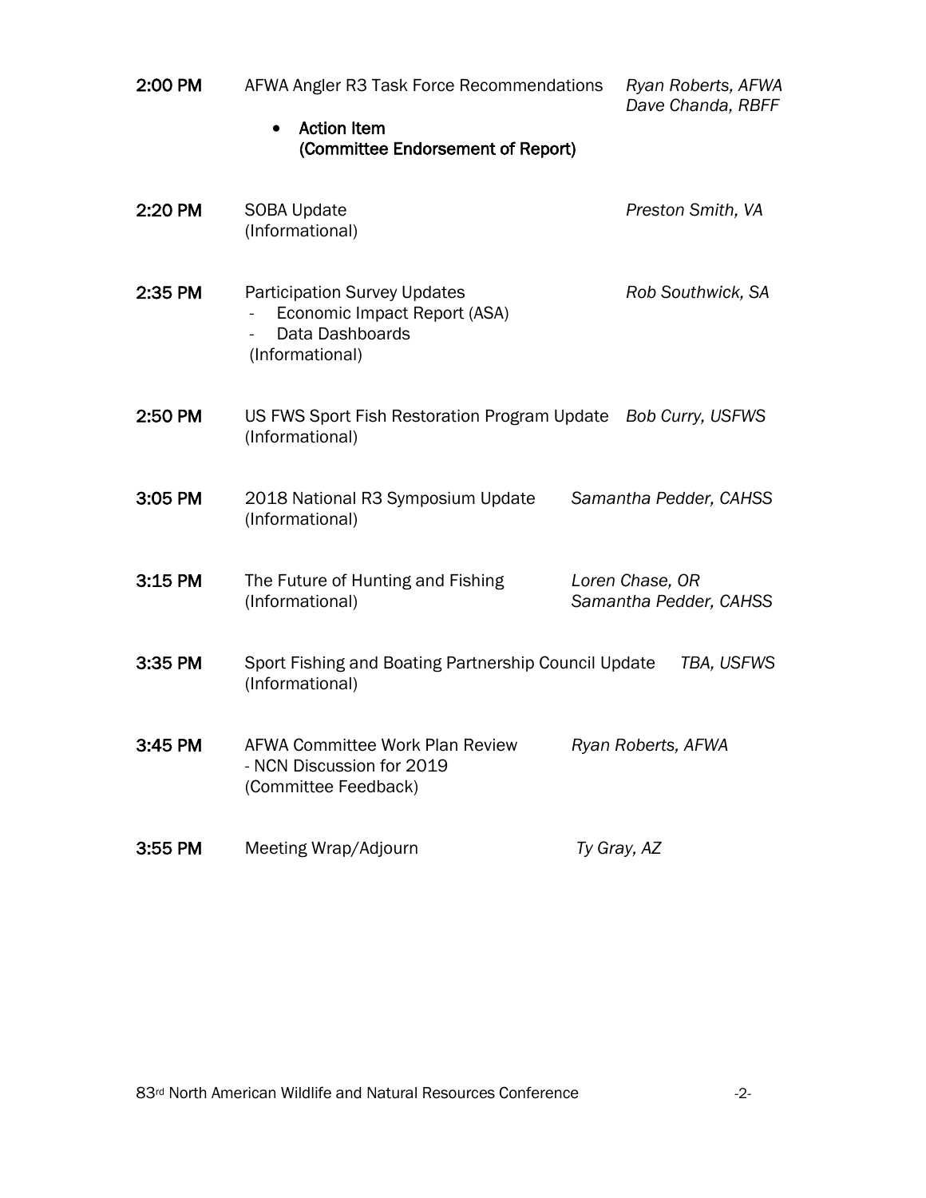| | | |
|---|---|---|
| **2:00 PM** | AFWA Angler R3 Task Force Recommendations<br>• **Action Item (Committee Endorsement of Report)** | *Ryan Roberts, AFWA*<br>*Dave Chanda, RBFF* |
| **2:20 PM** | SOBA Update<br>(Informational) | *Preston Smith, VA* |
| **2:35 PM** | Participation Survey Updates<br>- Economic Impact Report (ASA)<br>- Data Dashboards<br>(Informational) | *Rob Southwick, SA* |
| **2:50 PM** | US FWS Sport Fish Restoration Program Update<br>(Informational) | *Bob Curry, USFWS* |
| **3:05 PM** | 2018 National R3 Symposium Update<br>(Informational) | *Samantha Pedder, CAHSS* |
| **3:15 PM** | The Future of Hunting and Fishing<br>(Informational) | *Loren Chase, OR*<br>*Samantha Pedder, CAHSS* |
| **3:35 PM** | Sport Fishing and Boating Partnership Council Update<br>(Informational) | *TBA, USFWS* |
| **3:45 PM** | AFWA Committee Work Plan Review<br>- NCN Discussion for 2019<br>(Committee Feedback) | *Ryan Roberts, AFWA* |
| **3:55 PM** | Meeting Wrap/Adjourn | *Ty Gray, AZ* |